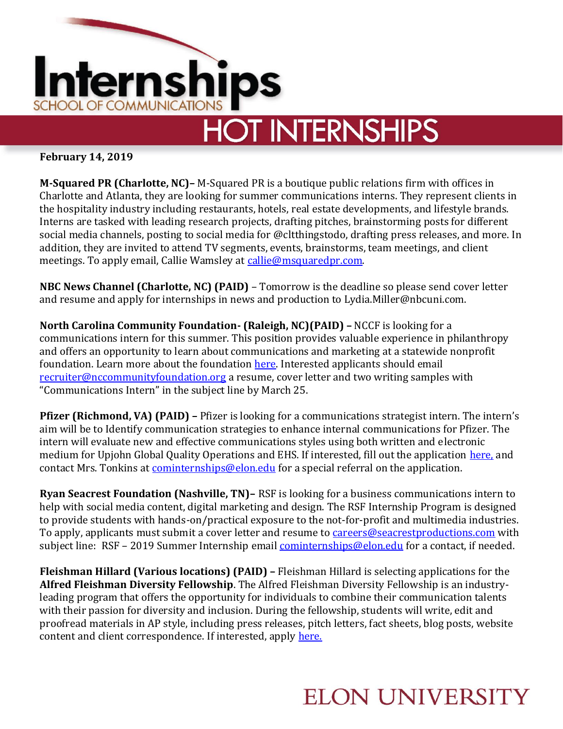# Internships

SCHOOL OF COMMUNICATIONS

## HOT INTERNSHIPS

**February 14, 2019**

**M-Squared PR (Charlotte, NC)–** M-Squared PR is a boutique public relations firm with offices in Charlotte and Atlanta, they are looking for summer communications interns. They represent clients in the hospitality industry including restaurants, hotels, real estate developments, and lifestyle brands. Interns are tasked with leading research projects, drafting pitches, brainstorming posts for different social media channels, posting to social media for @cltthingstodo, drafting press releases, and more. In addition, they are invited to attend TV segments, events, brainstorms, team meetings, and client meetings. To apply email, Callie Wamsley at callie@msquaredpr.com.

**NBC News Channel (Charlotte, NC) (PAID)** – Tomorrow is the deadline so please send cover letter and resume and apply for internships in news and production to Lydia.Miller@nbcuni.com.

**North Carolina Community Foundation- (Raleigh, NC)(PAID) –** NCCF is looking for a communications intern for this summer. This position provides valuable experience in philanthropy and offers an opportunity to learn about communications and marketing at a statewide nonprofit foundation. Learn more about the foundation here. Interested applicants should email recruiter@nccommunityfoundation.org a resume, cover letter and two writing samples with "Communications Intern" in the subject line by March 25.

**Pfizer (Richmond, VA) (PAID) –** Pfizer is looking for a communications strategist intern. The intern's aim will be to Identify communication strategies to enhance internal communications for Pfizer. The intern will evaluate new and effective communications styles using both written and electronic medium for Upjohn Global Quality Operations and EHS. If interested, fill out the application here, and contact Mrs. Tonkins at cominternships@elon.edu for a special referral on the application.

**Ryan Seacrest Foundation (Nashville, TN)–** RSF is looking for a business communications intern to help with social media content, digital marketing and design. The RSF Internship Program is designed to provide students with hands-on/practical exposure to the not-for-profit and multimedia industries. To apply, applicants must submit a cover letter and resume to careers@seacrestproductions.com with subject line: RSF – 2019 Summer Internship email cominternships@elon.edu for a contact, if needed.

**Fleishman Hillard (Various locations) (PAID) –** Fleishman Hillard is selecting applications for the **Alfred Fleishman Diversity Fellowship**. The Alfred Fleishman Diversity Fellowship is an industry-leading program that offers the opportunity for individuals to combine their communication talents with their passion for diversity and inclusion. During the fellowship, students will write, edit and proofread materials in AP style, including press releases, pitch letters, fact sheets, blog posts, website content and client correspondence. If interested, apply here.

ELON UNIVERSITY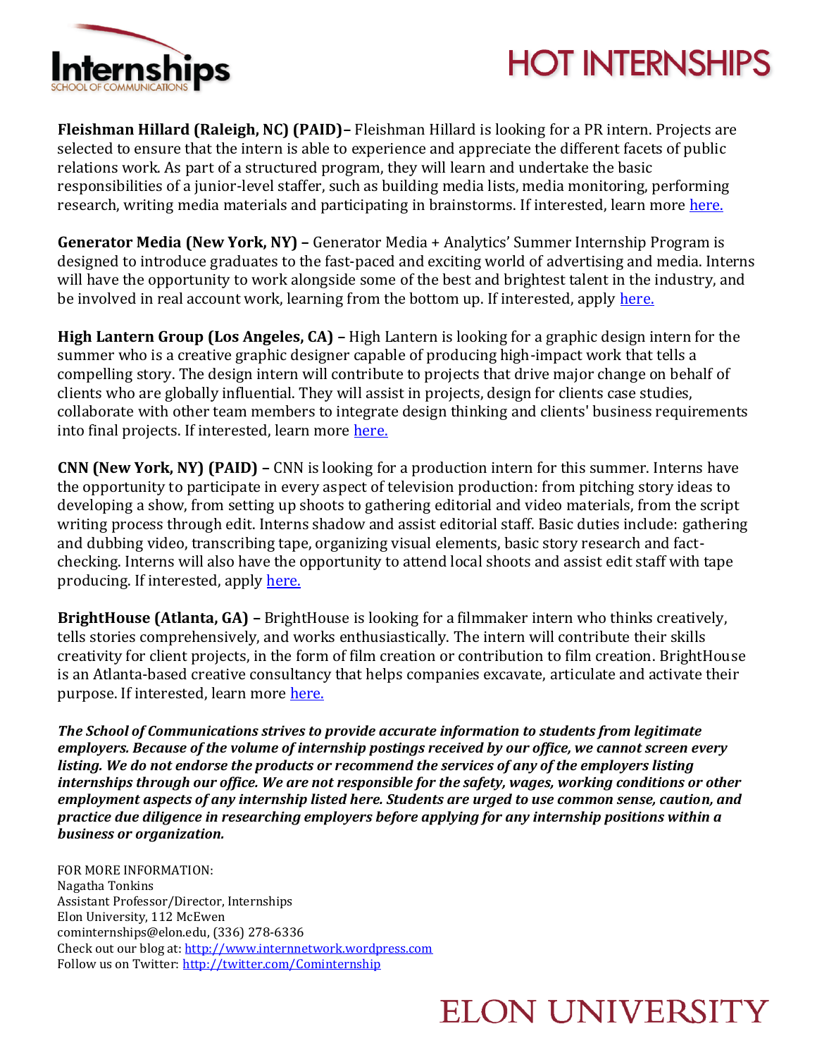**Fleishman Hillard (Raleigh, NC) (PAID)–** Fleishman Hillard is looking for a PR intern. Projects are selected to ensure that the intern is able to experience and appreciate the different facets of public relations work. As part of a structured program, they will learn and undertake the basic responsibilities of a junior-level staffer, such as building media lists, media monitoring, performing research, writing media materials and participating in brainstorms. If interested, learn more here.

**Generator Media (New York, NY) –** Generator Media + Analytics' Summer Internship Program is designed to introduce graduates to the fast-paced and exciting world of advertising and media. Interns will have the opportunity to work alongside some of the best and brightest talent in the industry, and be involved in real account work, learning from the bottom up. If interested, apply here.

**High Lantern Group (Los Angeles, CA) –** High Lantern is looking for a graphic design intern for the summer who is a creative graphic designer capable of producing high-impact work that tells a compelling story. The design intern will contribute to projects that drive major change on behalf of clients who are globally influential. They will assist in projects, design for clients case studies, collaborate with other team members to integrate design thinking and clients' business requirements into final projects. If interested, learn more here.

**CNN (New York, NY) (PAID) –** CNN is looking for a production intern for this summer. Interns have the opportunity to participate in every aspect of television production: from pitching story ideas to developing a show, from setting up shoots to gathering editorial and video materials, from the script writing process through edit. Interns shadow and assist editorial staff. Basic duties include: gathering and dubbing video, transcribing tape, organizing visual elements, basic story research and fact-checking. Interns will also have the opportunity to attend local shoots and assist edit staff with tape producing. If interested, apply here.

**BrightHouse (Atlanta, GA) –** BrightHouse is looking for a filmmaker intern who thinks creatively, tells stories comprehensively, and works enthusiastically. The intern will contribute their skills creativity for client projects, in the form of film creation or contribution to film creation. BrightHouse is an Atlanta-based creative consultancy that helps companies excavate, articulate and activate their purpose. If interested, learn more here.

***The School of Communications strives to provide accurate information to students from legitimate employers. Because of the volume of internship postings received by our office, we cannot screen every listing. We do not endorse the products or recommend the services of any of the employers listing internships through our office. We are not responsible for the safety, wages, working conditions or other employment aspects of any internship listed here. Students are urged to use common sense, caution, and practice due diligence in researching employers before applying for any internship positions within a business or organization.***

FOR MORE INFORMATION:
Nagatha Tonkins
Assistant Professor/Director, Internships
Elon University, 112 McEwen
cominternships@elon.edu, (336) 278-6336
Check out our blog at: http://www.internnetwork.wordpress.com
Follow us on Twitter: http://twitter.com/Cominternship